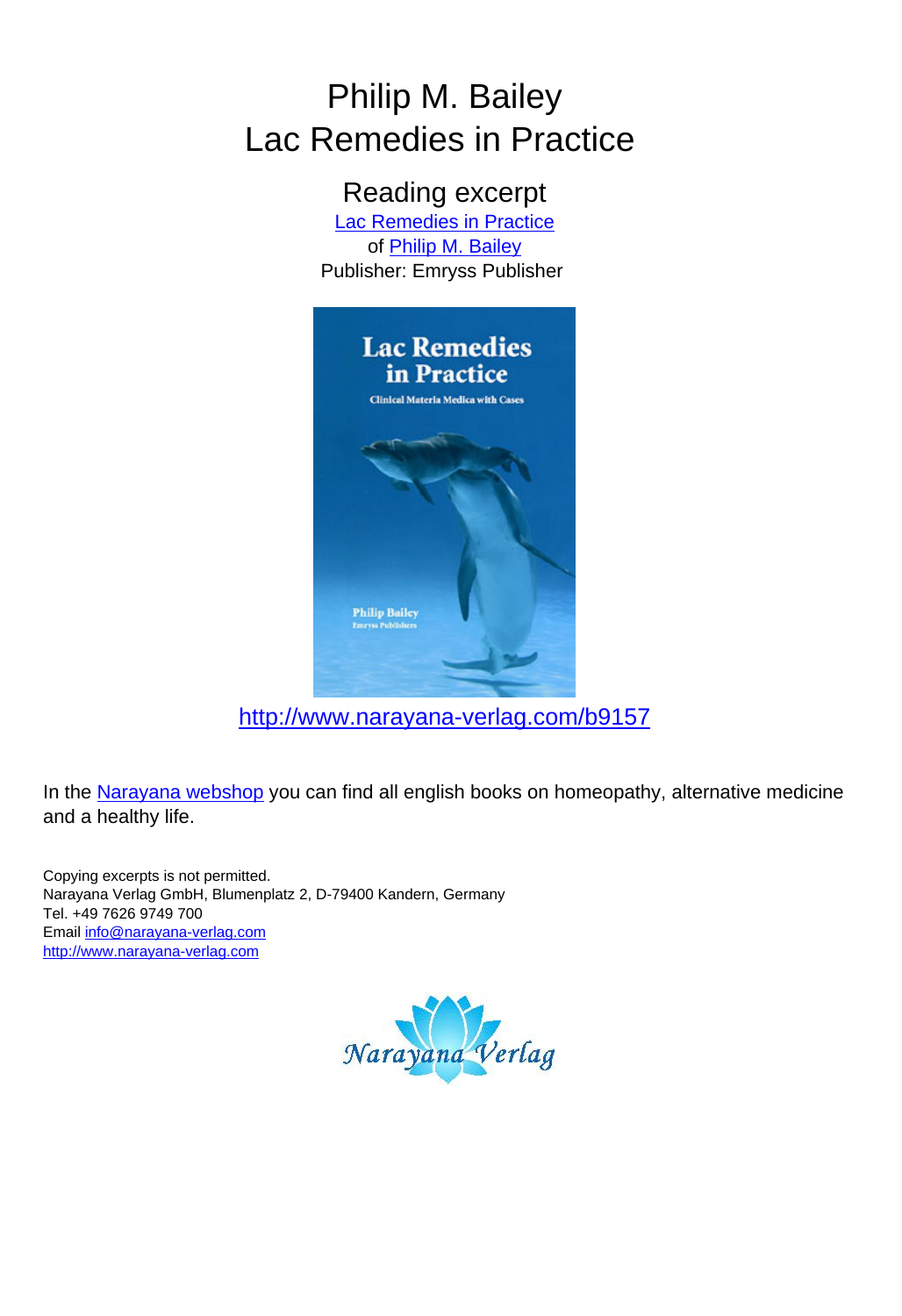# Philip M. Bailey
# Lac Remedies in Practice

## Reading excerpt

Lac Remedies in Practice

of Philip M. Bailey

Publisher: Emryss Publisher

http://www.narayana-verlag.com/b9157

In the Narayana webshop you can find all english books on homeopathy, alternative medicine and a healthy life.

Copying excerpts is not permitted.
Narayana Verlag GmbH, Blumenplatz 2, D-79400 Kandern, Germany
Tel. +49 7626 9749 700
Email info@narayana-verlag.com
http://www.narayana-verlag.com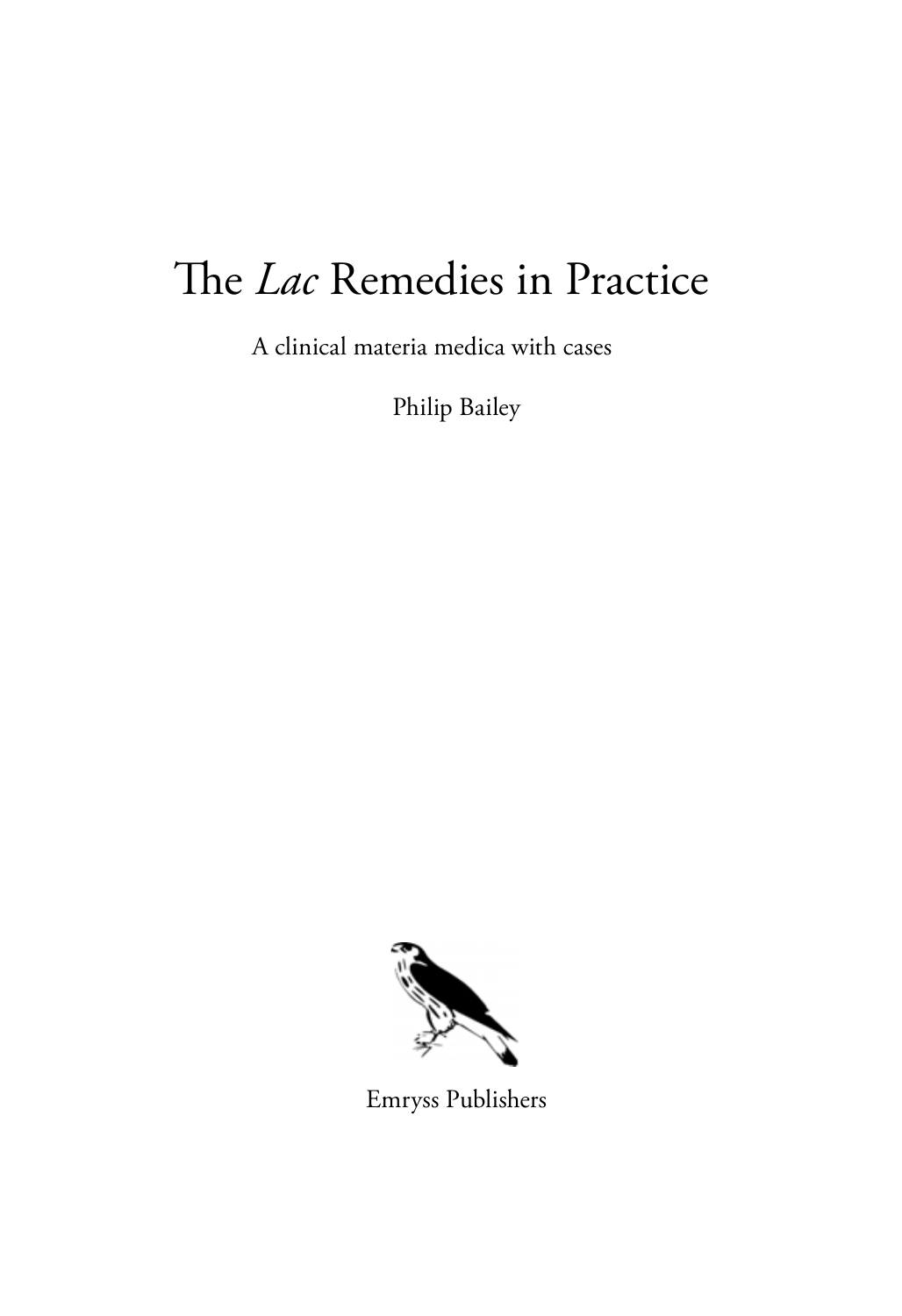# The *Lac* Remedies in Practice

A clinical materia medica with cases

Philip Bailey

Emryss Publishers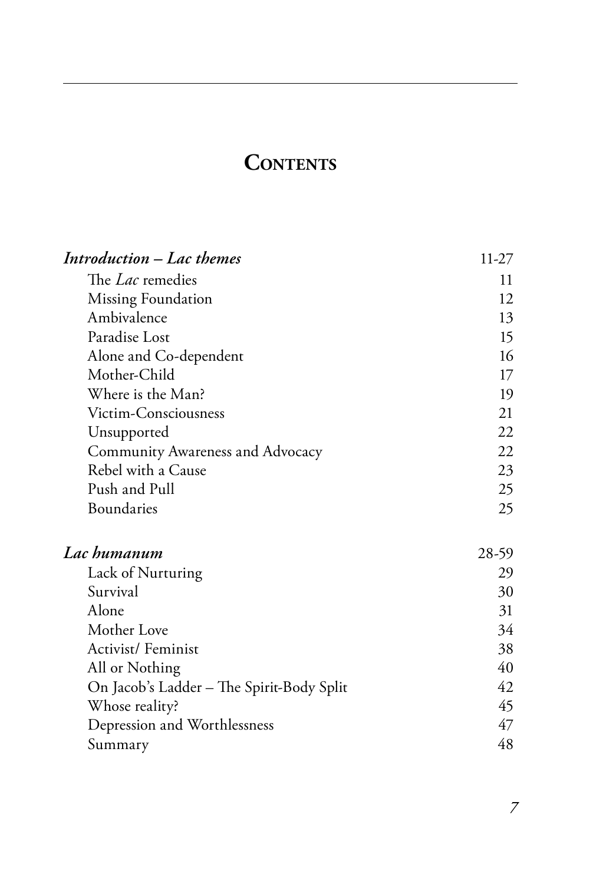# Contents

| | |
|---|---|
| ***Introduction – Lac themes*** | 11-27 |
| The *Lac* remedies | 11 |
| Missing Foundation | 12 |
| Ambivalence | 13 |
| Paradise Lost | 15 |
| Alone and Co-dependent | 16 |
| Mother-Child | 17 |
| Where is the Man? | 19 |
| Victim-Consciousness | 21 |
| Unsupported | 22 |
| Community Awareness and Advocacy | 22 |
| Rebel with a Cause | 23 |
| Push and Pull | 25 |
| Boundaries | 25 |
| ***Lac humanum*** | 28-59 |
| Lack of Nurturing | 29 |
| Survival | 30 |
| Alone | 31 |
| Mother Love | 34 |
| Activist/ Feminist | 38 |
| All or Nothing | 40 |
| On Jacob's Ladder – The Spirit-Body Split | 42 |
| Whose reality? | 45 |
| Depression and Worthlessness | 47 |
| Summary | 48 |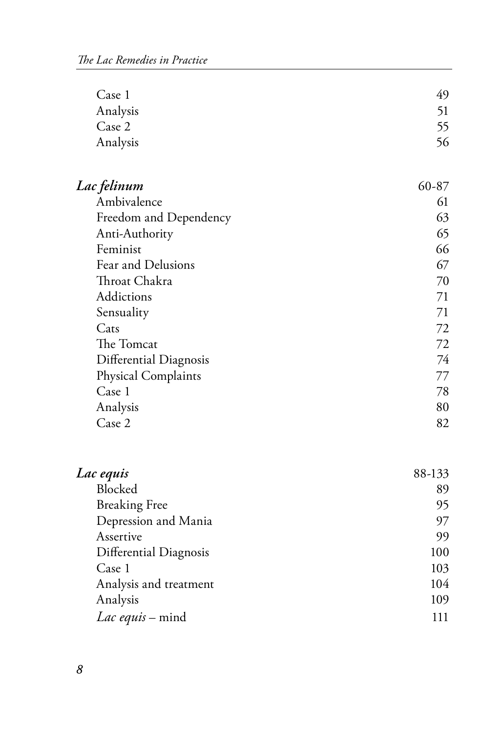| | |
|---|---|
| Case 1 | 49 |
| Analysis | 51 |
| Case 2 | 55 |
| Analysis | 56 |

| | |
|---|---|
| ***Lac felinum*** | 60-87 |
| Ambivalence | 61 |
| Freedom and Dependency | 63 |
| Anti-Authority | 65 |
| Feminist | 66 |
| Fear and Delusions | 67 |
| Throat Chakra | 70 |
| Addictions | 71 |
| Sensuality | 71 |
| Cats | 72 |
| The Tomcat | 72 |
| Differential Diagnosis | 74 |
| Physical Complaints | 77 |
| Case 1 | 78 |
| Analysis | 80 |
| Case 2 | 82 |

| | |
|---|---|
| ***Lac equis*** | 88-133 |
| Blocked | 89 |
| Breaking Free | 95 |
| Depression and Mania | 97 |
| Assertive | 99 |
| Differential Diagnosis | 100 |
| Case 1 | 103 |
| Analysis and treatment | 104 |
| Analysis | 109 |
| *Lac equis* – mind | 111 |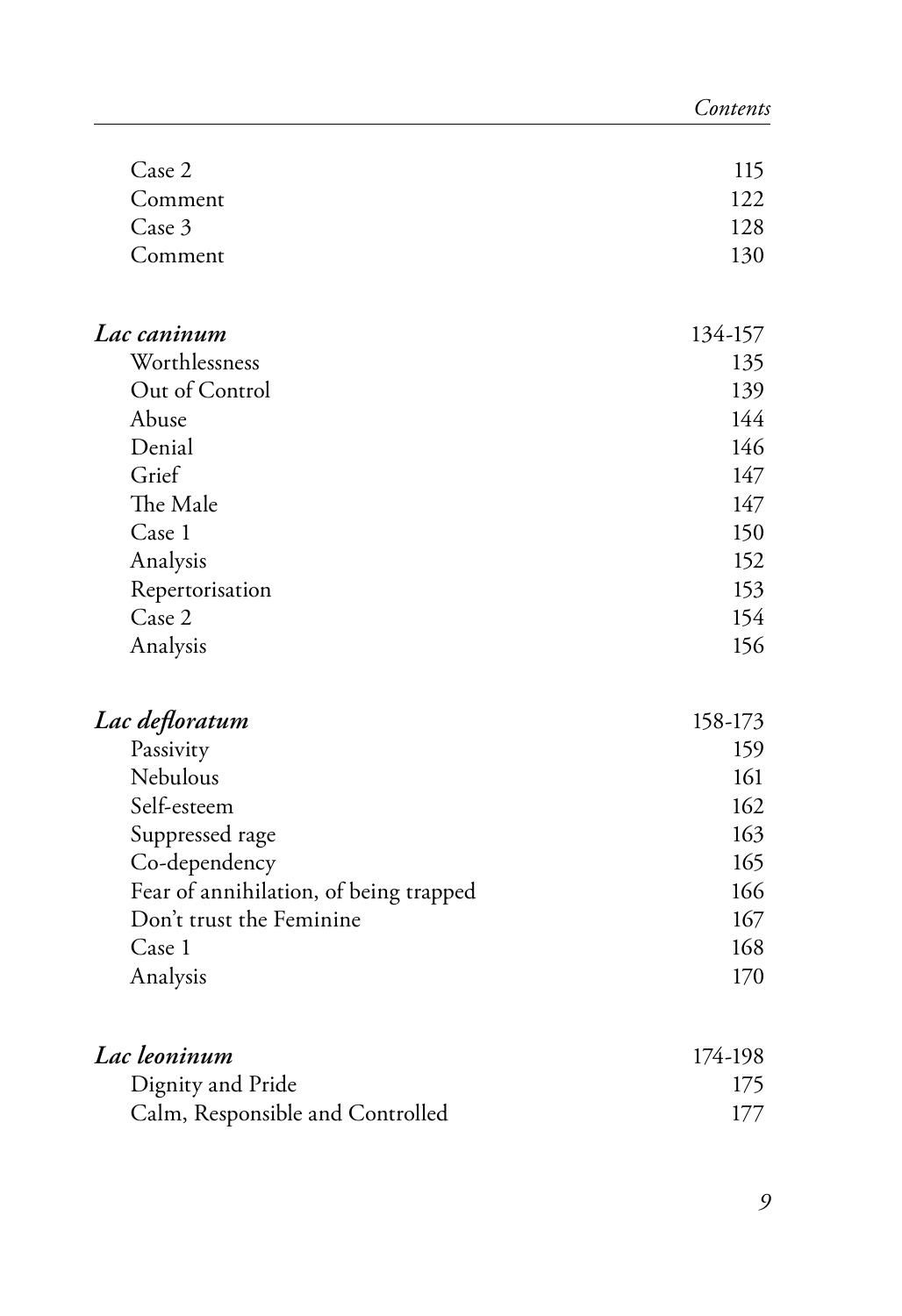| | |
|---|---|
| Case 2 | 115 |
| Comment | 122 |
| Case 3 | 128 |
| Comment | 130 |
| | |
| ***Lac caninum*** | 134-157 |
| Worthlessness | 135 |
| Out of Control | 139 |
| Abuse | 144 |
| Denial | 146 |
| Grief | 147 |
| The Male | 147 |
| Case 1 | 150 |
| Analysis | 152 |
| Repertorisation | 153 |
| Case 2 | 154 |
| Analysis | 156 |
| | |
| ***Lac defloratum*** | 158-173 |
| Passivity | 159 |
| Nebulous | 161 |
| Self-esteem | 162 |
| Suppressed rage | 163 |
| Co-dependency | 165 |
| Fear of annihilation, of being trapped | 166 |
| Don't trust the Feminine | 167 |
| Case 1 | 168 |
| Analysis | 170 |
| | |
| ***Lac leoninum*** | 174-198 |
| Dignity and Pride | 175 |
| Calm, Responsible and Controlled | 177 |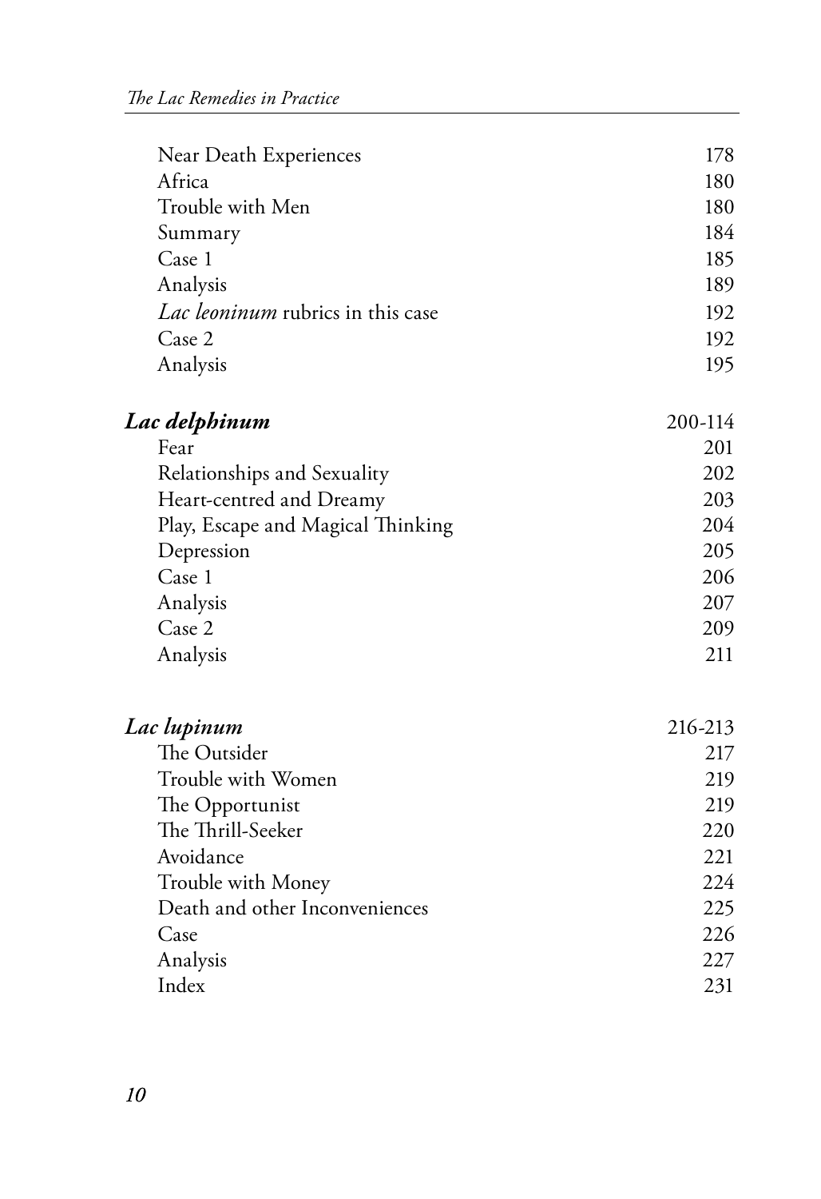| | |
|---|---|
| Near Death Experiences | 178 |
| Africa | 180 |
| Trouble with Men | 180 |
| Summary | 184 |
| Case 1 | 185 |
| Analysis | 189 |
| *Lac leoninum* rubrics in this case | 192 |
| Case 2 | 192 |
| Analysis | 195 |

| | |
|---|---|
| ***Lac delphinum*** | 200-114 |
| Fear | 201 |
| Relationships and Sexuality | 202 |
| Heart-centred and Dreamy | 203 |
| Play, Escape and Magical Thinking | 204 |
| Depression | 205 |
| Case 1 | 206 |
| Analysis | 207 |
| Case 2 | 209 |
| Analysis | 211 |

| | |
|---|---|
| ***Lac lupinum*** | 216-213 |
| The Outsider | 217 |
| Trouble with Women | 219 |
| The Opportunist | 219 |
| The Thrill-Seeker | 220 |
| Avoidance | 221 |
| Trouble with Money | 224 |
| Death and other Inconveniences | 225 |
| Case | 226 |
| Analysis | 227 |
| Index | 231 |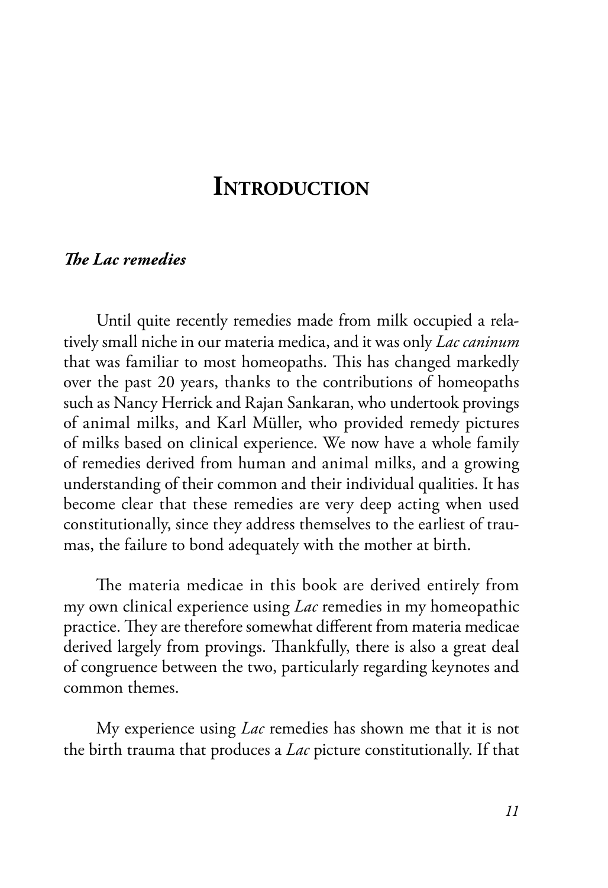# Introduction

### *The Lac remedies*

Until quite recently remedies made from milk occupied a relatively small niche in our materia medica, and it was only *Lac caninum* that was familiar to most homeopaths. This has changed markedly over the past 20 years, thanks to the contributions of homeopaths such as Nancy Herrick and Rajan Sankaran, who undertook provings of animal milks, and Karl Müller, who provided remedy pictures of milks based on clinical experience. We now have a whole family of remedies derived from human and animal milks, and a growing understanding of their common and their individual qualities. It has become clear that these remedies are very deep acting when used constitutionally, since they address themselves to the earliest of traumas, the failure to bond adequately with the mother at birth.

The materia medicae in this book are derived entirely from my own clinical experience using *Lac* remedies in my homeopathic practice. They are therefore somewhat different from materia medicae derived largely from provings. Thankfully, there is also a great deal of congruence between the two, particularly regarding keynotes and common themes.

My experience using *Lac* remedies has shown me that it is not the birth trauma that produces a *Lac* picture constitutionally. If that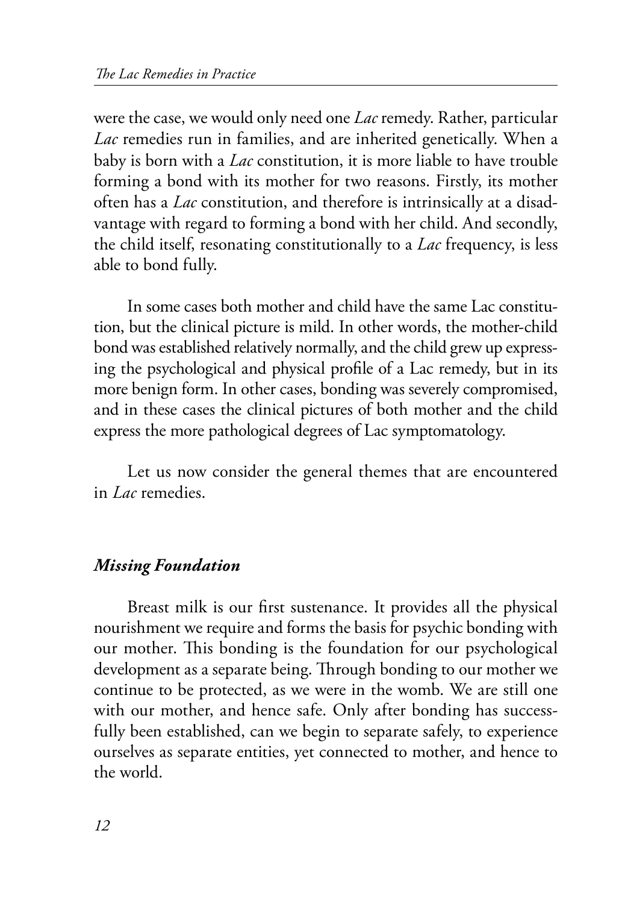were the case, we would only need one *Lac* remedy. Rather, particular *Lac* remedies run in families, and are inherited genetically. When a baby is born with a *Lac* constitution, it is more liable to have trouble forming a bond with its mother for two reasons. Firstly, its mother often has a *Lac* constitution, and therefore is intrinsically at a disadvantage with regard to forming a bond with her child. And secondly, the child itself, resonating constitutionally to a *Lac* frequency, is less able to bond fully.

In some cases both mother and child have the same Lac constitution, but the clinical picture is mild. In other words, the mother-child bond was established relatively normally, and the child grew up expressing the psychological and physical profile of a Lac remedy, but in its more benign form. In other cases, bonding was severely compromised, and in these cases the clinical pictures of both mother and the child express the more pathological degrees of Lac symptomatology.

Let us now consider the general themes that are encountered in *Lac* remedies.

### *Missing Foundation*

Breast milk is our first sustenance. It provides all the physical nourishment we require and forms the basis for psychic bonding with our mother. This bonding is the foundation for our psychological development as a separate being. Through bonding to our mother we continue to be protected, as we were in the womb. We are still one with our mother, and hence safe. Only after bonding has successfully been established, can we begin to separate safely, to experience ourselves as separate entities, yet connected to mother, and hence to the world.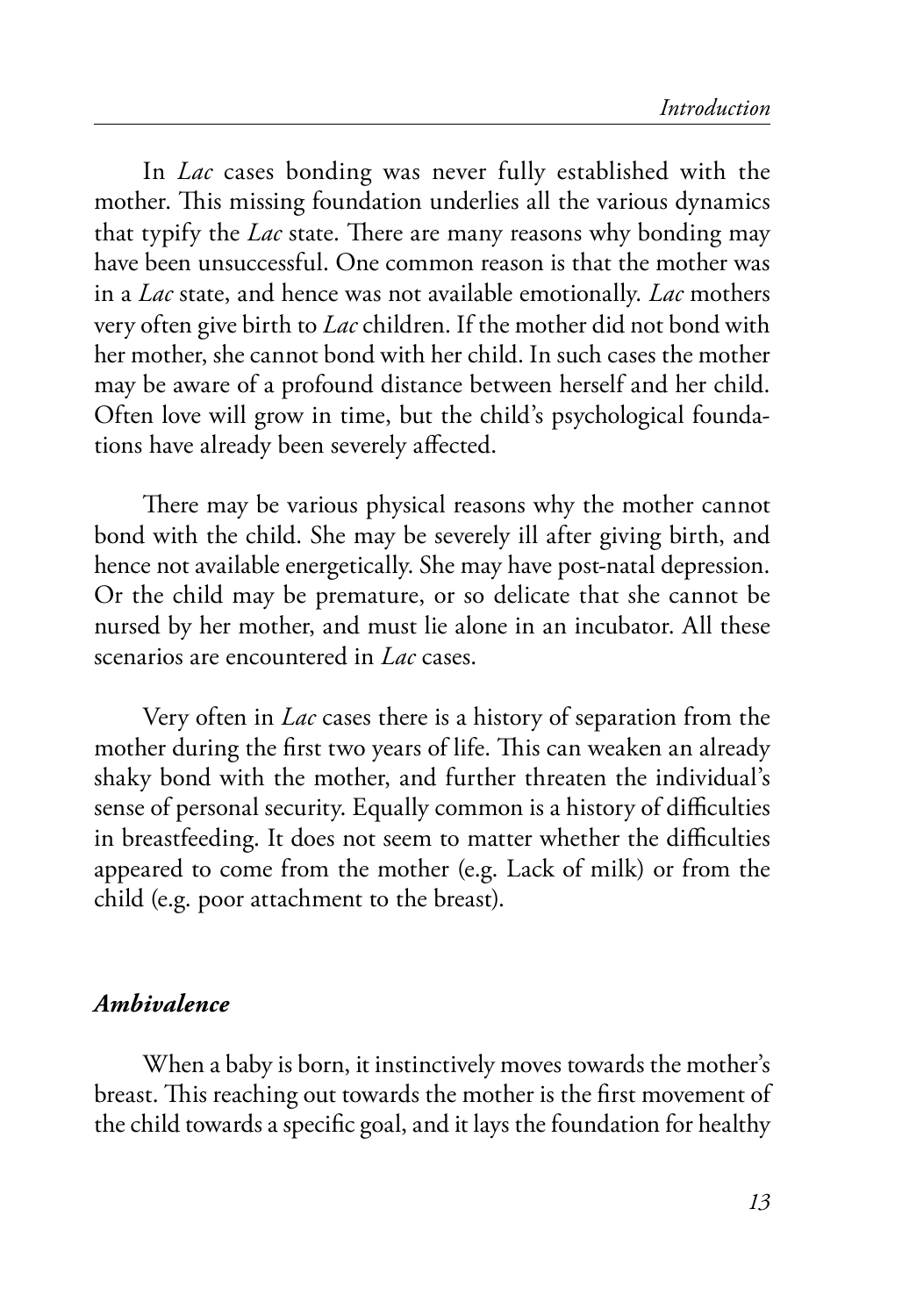In *Lac* cases bonding was never fully established with the mother. This missing foundation underlies all the various dynamics that typify the *Lac* state. There are many reasons why bonding may have been unsuccessful. One common reason is that the mother was in a *Lac* state, and hence was not available emotionally. *Lac* mothers very often give birth to *Lac* children. If the mother did not bond with her mother, she cannot bond with her child. In such cases the mother may be aware of a profound distance between herself and her child. Often love will grow in time, but the child's psychological foundations have already been severely affected.

There may be various physical reasons why the mother cannot bond with the child. She may be severely ill after giving birth, and hence not available energetically. She may have post-natal depression. Or the child may be premature, or so delicate that she cannot be nursed by her mother, and must lie alone in an incubator. All these scenarios are encountered in *Lac* cases.

Very often in *Lac* cases there is a history of separation from the mother during the first two years of life. This can weaken an already shaky bond with the mother, and further threaten the individual's sense of personal security. Equally common is a history of difficulties in breastfeeding. It does not seem to matter whether the difficulties appeared to come from the mother (e.g. Lack of milk) or from the child (e.g. poor attachment to the breast).

### *Ambivalence*

When a baby is born, it instinctively moves towards the mother's breast. This reaching out towards the mother is the first movement of the child towards a specific goal, and it lays the foundation for healthy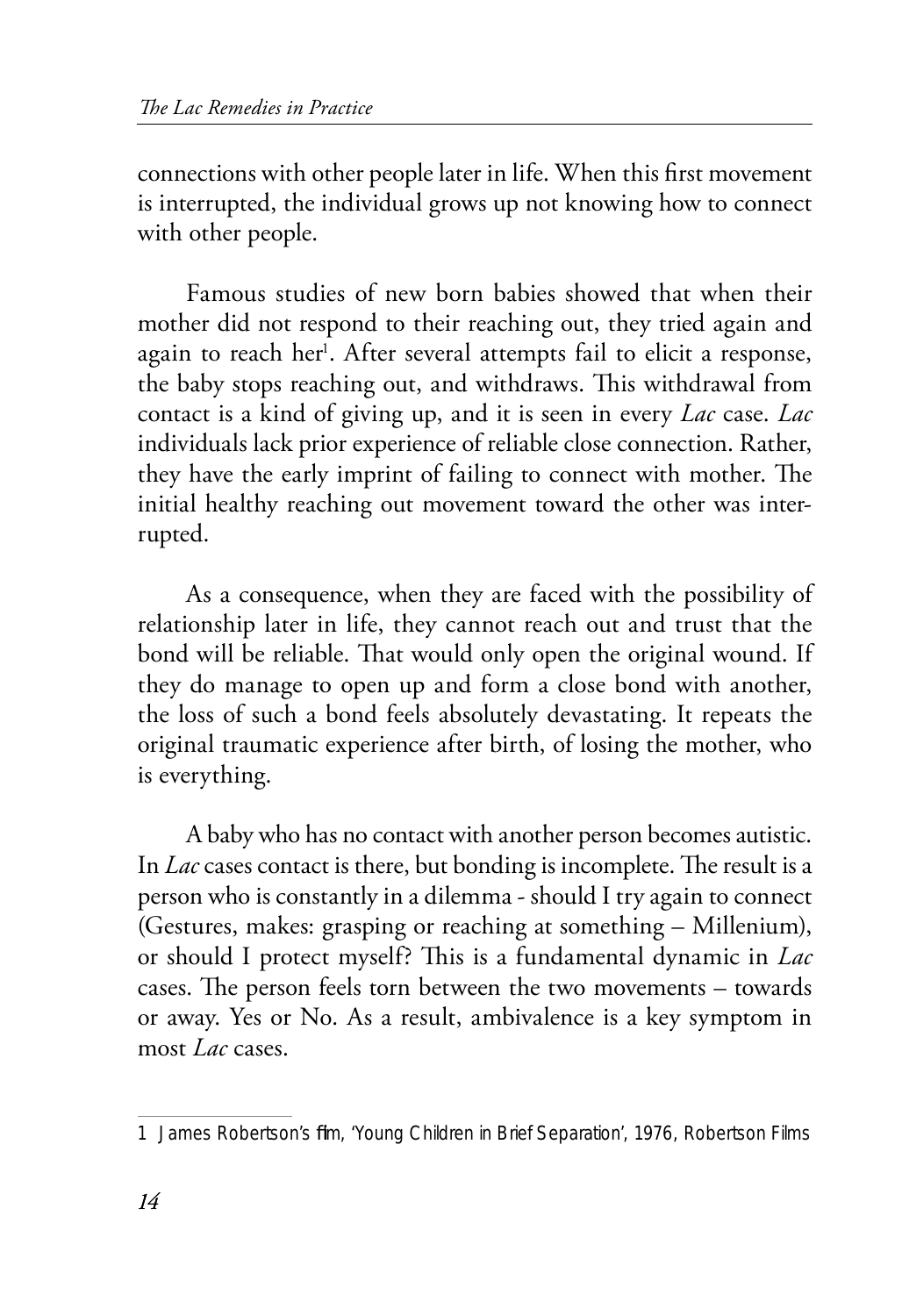connections with other people later in life. When this first movement is interrupted, the individual grows up not knowing how to connect with other people.

Famous studies of new born babies showed that when their mother did not respond to their reaching out, they tried again and again to reach her[1]. After several attempts fail to elicit a response, the baby stops reaching out, and withdraws. This withdrawal from contact is a kind of giving up, and it is seen in every *Lac* case. *Lac* individuals lack prior experience of reliable close connection. Rather, they have the early imprint of failing to connect with mother. The initial healthy reaching out movement toward the other was interrupted.

As a consequence, when they are faced with the possibility of relationship later in life, they cannot reach out and trust that the bond will be reliable. That would only open the original wound. If they do manage to open up and form a close bond with another, the loss of such a bond feels absolutely devastating. It repeats the original traumatic experience after birth, of losing the mother, who is everything.

A baby who has no contact with another person becomes autistic. In *Lac* cases contact is there, but bonding is incomplete. The result is a person who is constantly in a dilemma - should I try again to connect (Gestures, makes: grasping or reaching at something – Millenium), or should I protect myself? This is a fundamental dynamic in *Lac* cases. The person feels torn between the two movements – towards or away. Yes or No. As a result, ambivalence is a key symptom in most *Lac* cases.

---

1 James Robertson's film, 'Young Children in Brief Separation', 1976, Robertson Films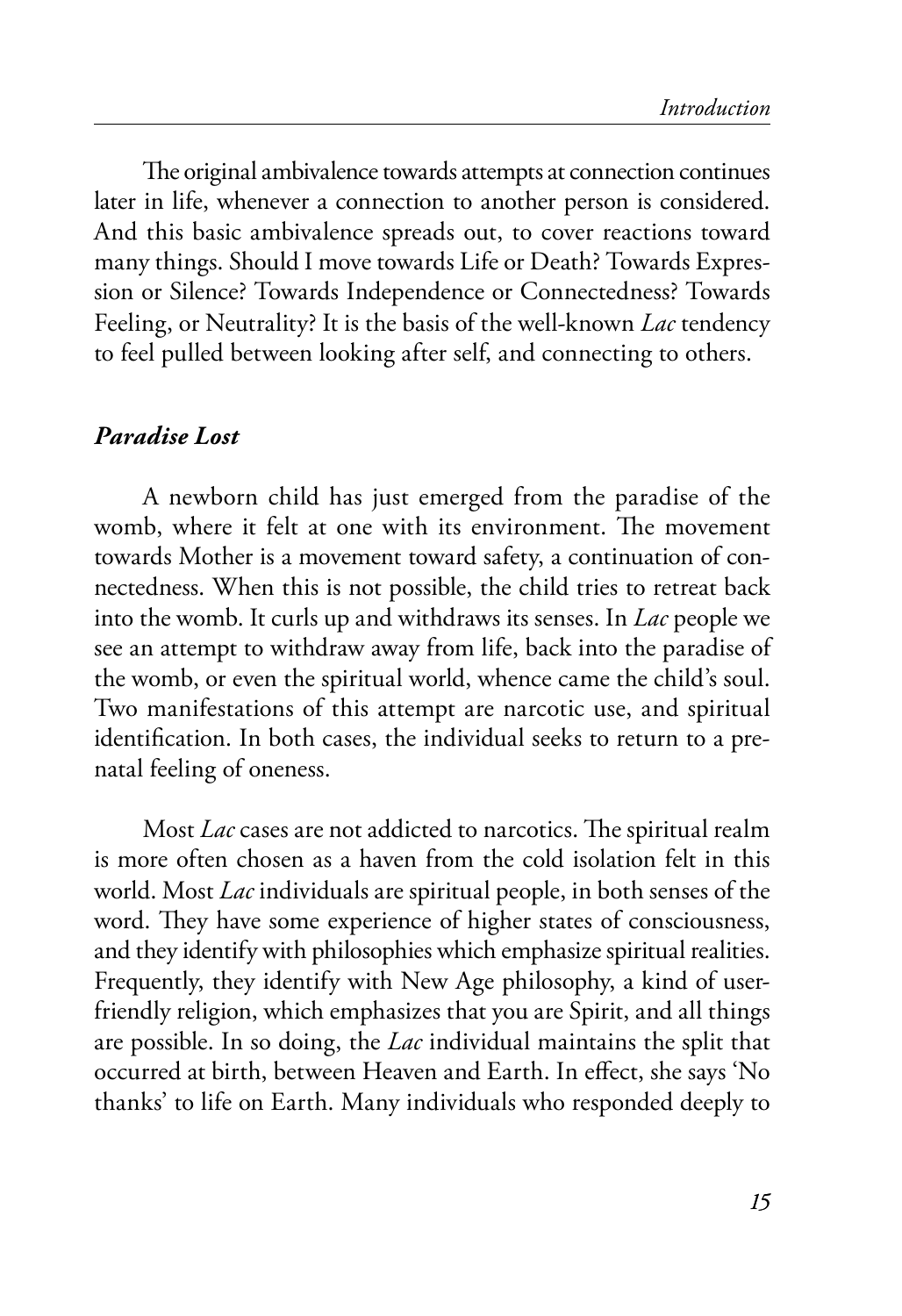The original ambivalence towards attempts at connection continues later in life, whenever a connection to another person is considered. And this basic ambivalence spreads out, to cover reactions toward many things. Should I move towards Life or Death? Towards Expression or Silence? Towards Independence or Connectedness? Towards Feeling, or Neutrality? It is the basis of the well-known *Lac* tendency to feel pulled between looking after self, and connecting to others.

### *Paradise Lost*

A newborn child has just emerged from the paradise of the womb, where it felt at one with its environment. The movement towards Mother is a movement toward safety, a continuation of connectedness. When this is not possible, the child tries to retreat back into the womb. It curls up and withdraws its senses. In *Lac* people we see an attempt to withdraw away from life, back into the paradise of the womb, or even the spiritual world, whence came the child's soul. Two manifestations of this attempt are narcotic use, and spiritual identification. In both cases, the individual seeks to return to a pre-natal feeling of oneness.

Most *Lac* cases are not addicted to narcotics. The spiritual realm is more often chosen as a haven from the cold isolation felt in this world. Most *Lac* individuals are spiritual people, in both senses of the word. They have some experience of higher states of consciousness, and they identify with philosophies which emphasize spiritual realities. Frequently, they identify with New Age philosophy, a kind of user-friendly religion, which emphasizes that you are Spirit, and all things are possible. In so doing, the *Lac* individual maintains the split that occurred at birth, between Heaven and Earth. In effect, she says 'No thanks' to life on Earth. Many individuals who responded deeply to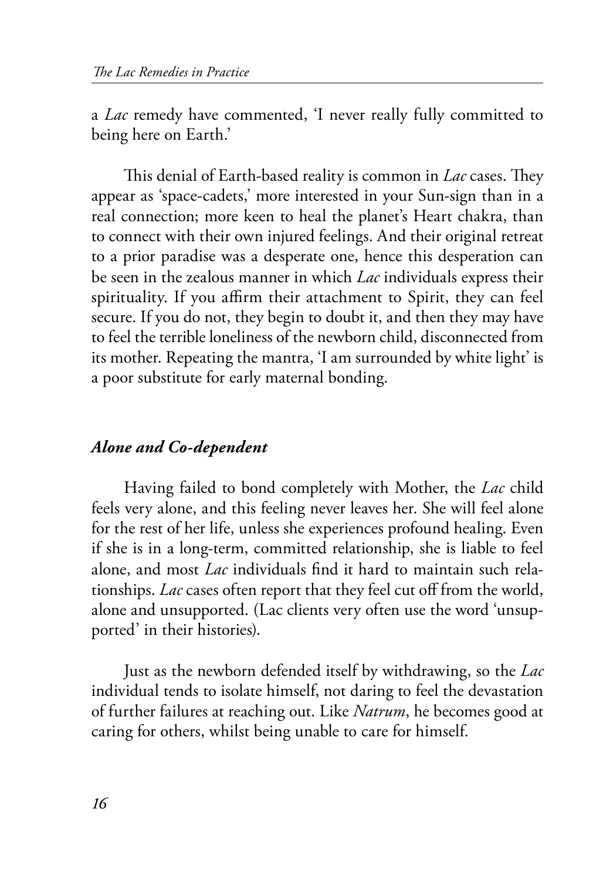a *Lac* remedy have commented, 'I never really fully committed to being here on Earth.'

This denial of Earth-based reality is common in *Lac* cases. They appear as 'space-cadets,' more interested in your Sun-sign than in a real connection; more keen to heal the planet's Heart chakra, than to connect with their own injured feelings. And their original retreat to a prior paradise was a desperate one, hence this desperation can be seen in the zealous manner in which *Lac* individuals express their spirituality. If you affirm their attachment to Spirit, they can feel secure. If you do not, they begin to doubt it, and then they may have to feel the terrible loneliness of the newborn child, disconnected from its mother. Repeating the mantra, 'I am surrounded by white light' is a poor substitute for early maternal bonding.

### ***Alone and Co-dependent***

Having failed to bond completely with Mother, the *Lac* child feels very alone, and this feeling never leaves her. She will feel alone for the rest of her life, unless she experiences profound healing. Even if she is in a long-term, committed relationship, she is liable to feel alone, and most *Lac* individuals find it hard to maintain such relationships. *Lac* cases often report that they feel cut off from the world, alone and unsupported. (Lac clients very often use the word 'unsupported' in their histories).

Just as the newborn defended itself by withdrawing, so the *Lac* individual tends to isolate himself, not daring to feel the devastation of further failures at reaching out. Like *Natrum*, he becomes good at caring for others, whilst being unable to care for himself.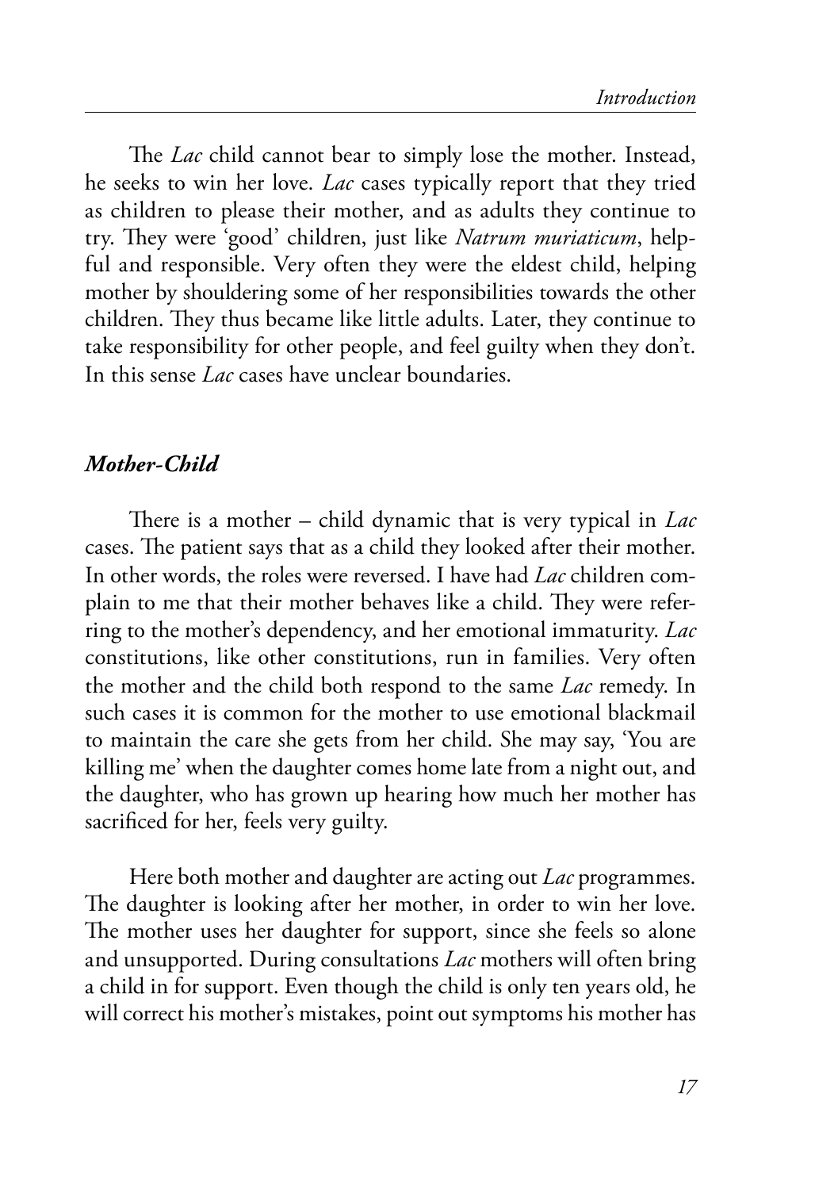The *Lac* child cannot bear to simply lose the mother. Instead, he seeks to win her love. *Lac* cases typically report that they tried as children to please their mother, and as adults they continue to try. They were 'good' children, just like *Natrum muriaticum*, helpful and responsible. Very often they were the eldest child, helping mother by shouldering some of her responsibilities towards the other children. They thus became like little adults. Later, they continue to take responsibility for other people, and feel guilty when they don't. In this sense *Lac* cases have unclear boundaries.

### *Mother-Child*

There is a mother – child dynamic that is very typical in *Lac* cases. The patient says that as a child they looked after their mother. In other words, the roles were reversed. I have had *Lac* children complain to me that their mother behaves like a child. They were referring to the mother's dependency, and her emotional immaturity. *Lac* constitutions, like other constitutions, run in families. Very often the mother and the child both respond to the same *Lac* remedy. In such cases it is common for the mother to use emotional blackmail to maintain the care she gets from her child. She may say, 'You are killing me' when the daughter comes home late from a night out, and the daughter, who has grown up hearing how much her mother has sacrificed for her, feels very guilty.

Here both mother and daughter are acting out *Lac* programmes. The daughter is looking after her mother, in order to win her love. The mother uses her daughter for support, since she feels so alone and unsupported. During consultations *Lac* mothers will often bring a child in for support. Even though the child is only ten years old, he will correct his mother's mistakes, point out symptoms his mother has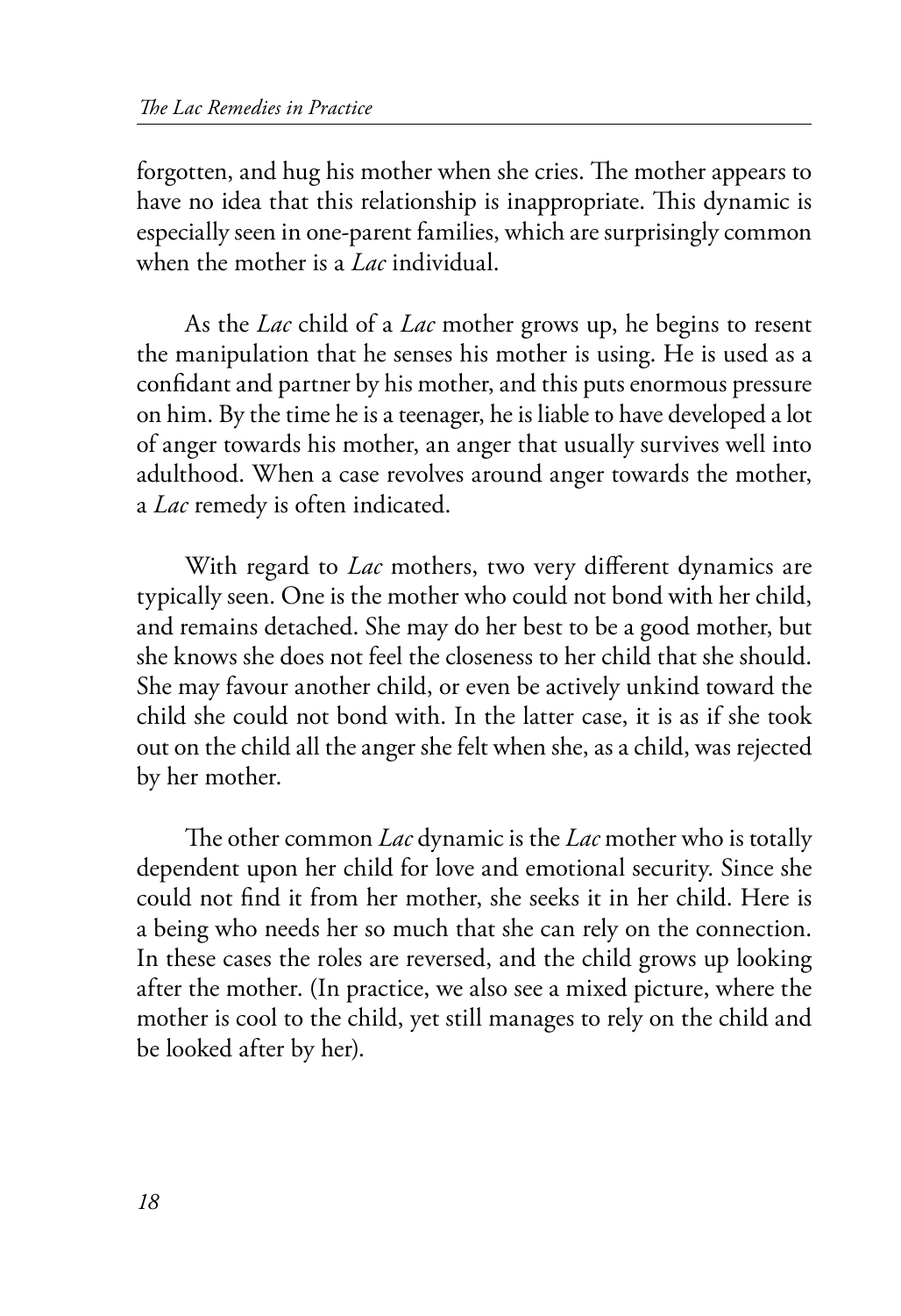forgotten, and hug his mother when she cries. The mother appears to have no idea that this relationship is inappropriate. This dynamic is especially seen in one-parent families, which are surprisingly common when the mother is a *Lac* individual.

As the *Lac* child of a *Lac* mother grows up, he begins to resent the manipulation that he senses his mother is using. He is used as a confidant and partner by his mother, and this puts enormous pressure on him. By the time he is a teenager, he is liable to have developed a lot of anger towards his mother, an anger that usually survives well into adulthood. When a case revolves around anger towards the mother, a *Lac* remedy is often indicated.

With regard to *Lac* mothers, two very different dynamics are typically seen. One is the mother who could not bond with her child, and remains detached. She may do her best to be a good mother, but she knows she does not feel the closeness to her child that she should. She may favour another child, or even be actively unkind toward the child she could not bond with. In the latter case, it is as if she took out on the child all the anger she felt when she, as a child, was rejected by her mother.

The other common *Lac* dynamic is the *Lac* mother who is totally dependent upon her child for love and emotional security. Since she could not find it from her mother, she seeks it in her child. Here is a being who needs her so much that she can rely on the connection. In these cases the roles are reversed, and the child grows up looking after the mother. (In practice, we also see a mixed picture, where the mother is cool to the child, yet still manages to rely on the child and be looked after by her).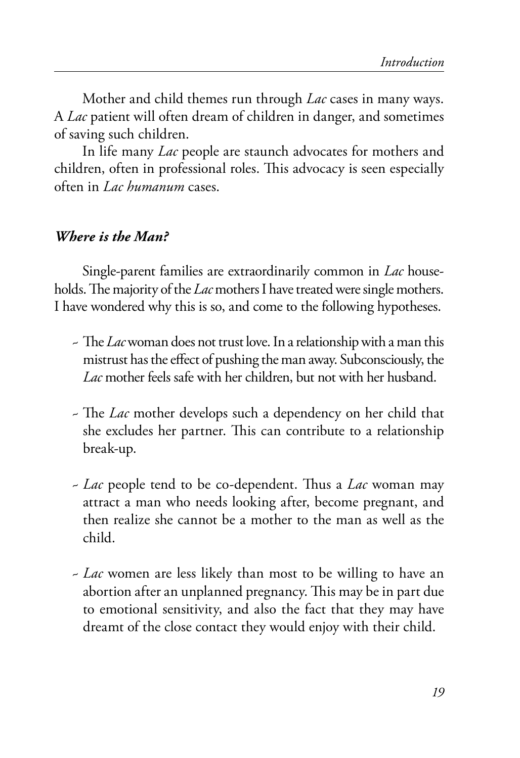Mother and child themes run through *Lac* cases in many ways. A *Lac* patient will often dream of children in danger, and sometimes of saving such children.

In life many *Lac* people are staunch advocates for mothers and children, often in professional roles. This advocacy is seen especially often in *Lac humanum* cases.

### *Where is the Man?*

Single-parent families are extraordinarily common in *Lac* households. The majority of the *Lac* mothers I have treated were single mothers. I have wondered why this is so, and come to the following hypotheses.

- The *Lac* woman does not trust love. In a relationship with a man this mistrust has the effect of pushing the man away. Subconsciously, the *Lac* mother feels safe with her children, but not with her husband.

- The *Lac* mother develops such a dependency on her child that she excludes her partner. This can contribute to a relationship break-up.

- *Lac* people tend to be co-dependent. Thus a *Lac* woman may attract a man who needs looking after, become pregnant, and then realize she cannot be a mother to the man as well as the child.

- *Lac* women are less likely than most to be willing to have an abortion after an unplanned pregnancy. This may be in part due to emotional sensitivity, and also the fact that they may have dreamt of the close contact they would enjoy with their child.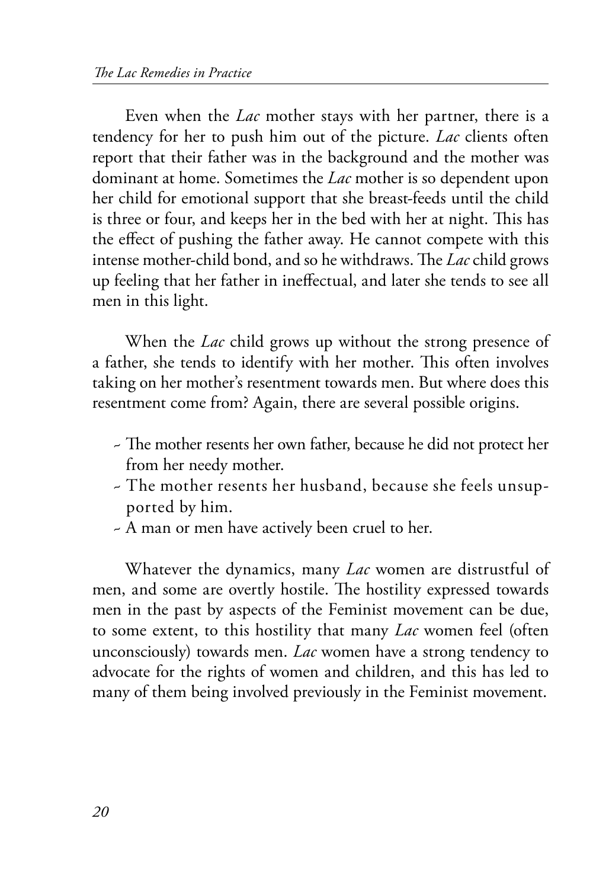Even when the *Lac* mother stays with her partner, there is a tendency for her to push him out of the picture. *Lac* clients often report that their father was in the background and the mother was dominant at home. Sometimes the *Lac* mother is so dependent upon her child for emotional support that she breast-feeds until the child is three or four, and keeps her in the bed with her at night. This has the effect of pushing the father away. He cannot compete with this intense mother-child bond, and so he withdraws. The *Lac* child grows up feeling that her father in ineffectual, and later she tends to see all men in this light.

When the *Lac* child grows up without the strong presence of a father, she tends to identify with her mother. This often involves taking on her mother's resentment towards men. But where does this resentment come from? Again, there are several possible origins.

- The mother resents her own father, because he did not protect her from her needy mother.
- The mother resents her husband, because she feels unsupported by him.
- A man or men have actively been cruel to her.

Whatever the dynamics, many *Lac* women are distrustful of men, and some are overtly hostile. The hostility expressed towards men in the past by aspects of the Feminist movement can be due, to some extent, to this hostility that many *Lac* women feel (often unconsciously) towards men. *Lac* women have a strong tendency to advocate for the rights of women and children, and this has led to many of them being involved previously in the Feminist movement.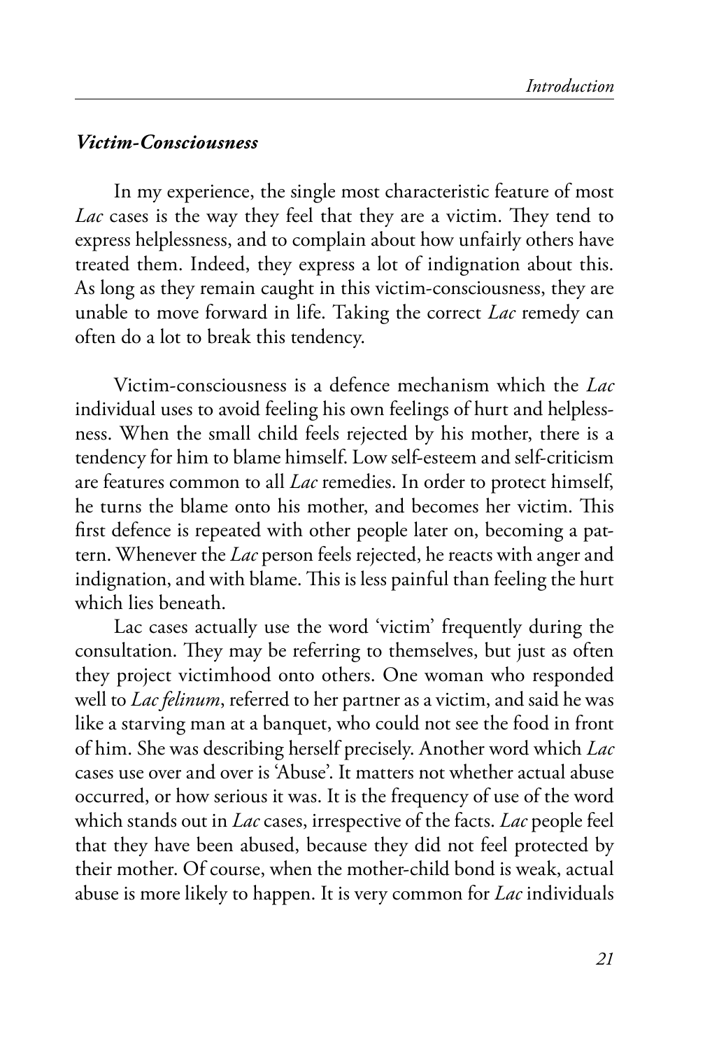### *Victim-Consciousness*

In my experience, the single most characteristic feature of most *Lac* cases is the way they feel that they are a victim. They tend to express helplessness, and to complain about how unfairly others have treated them. Indeed, they express a lot of indignation about this. As long as they remain caught in this victim-consciousness, they are unable to move forward in life. Taking the correct *Lac* remedy can often do a lot to break this tendency.

Victim-consciousness is a defence mechanism which the *Lac* individual uses to avoid feeling his own feelings of hurt and helplessness. When the small child feels rejected by his mother, there is a tendency for him to blame himself. Low self-esteem and self-criticism are features common to all *Lac* remedies. In order to protect himself, he turns the blame onto his mother, and becomes her victim. This first defence is repeated with other people later on, becoming a pattern. Whenever the *Lac* person feels rejected, he reacts with anger and indignation, and with blame. This is less painful than feeling the hurt which lies beneath.

Lac cases actually use the word 'victim' frequently during the consultation. They may be referring to themselves, but just as often they project victimhood onto others. One woman who responded well to *Lac felinum*, referred to her partner as a victim, and said he was like a starving man at a banquet, who could not see the food in front of him. She was describing herself precisely. Another word which *Lac* cases use over and over is 'Abuse'. It matters not whether actual abuse occurred, or how serious it was. It is the frequency of use of the word which stands out in *Lac* cases, irrespective of the facts. *Lac* people feel that they have been abused, because they did not feel protected by their mother. Of course, when the mother-child bond is weak, actual abuse is more likely to happen. It is very common for *Lac* individuals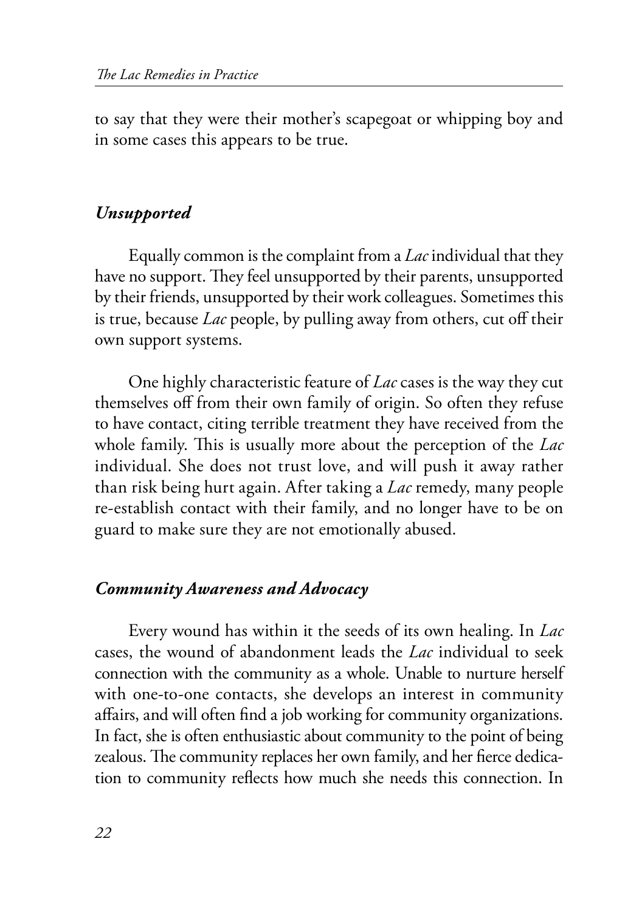to say that they were their mother's scapegoat or whipping boy and in some cases this appears to be true.

### *Unsupported*

Equally common is the complaint from a *Lac* individual that they have no support. They feel unsupported by their parents, unsupported by their friends, unsupported by their work colleagues. Sometimes this is true, because *Lac* people, by pulling away from others, cut off their own support systems.

One highly characteristic feature of *Lac* cases is the way they cut themselves off from their own family of origin. So often they refuse to have contact, citing terrible treatment they have received from the whole family. This is usually more about the perception of the *Lac* individual. She does not trust love, and will push it away rather than risk being hurt again. After taking a *Lac* remedy, many people re-establish contact with their family, and no longer have to be on guard to make sure they are not emotionally abused.

### *Community Awareness and Advocacy*

Every wound has within it the seeds of its own healing. In *Lac* cases, the wound of abandonment leads the *Lac* individual to seek connection with the community as a whole. Unable to nurture herself with one-to-one contacts, she develops an interest in community affairs, and will often find a job working for community organizations. In fact, she is often enthusiastic about community to the point of being zealous. The community replaces her own family, and her fierce dedication to community reflects how much she needs this connection. In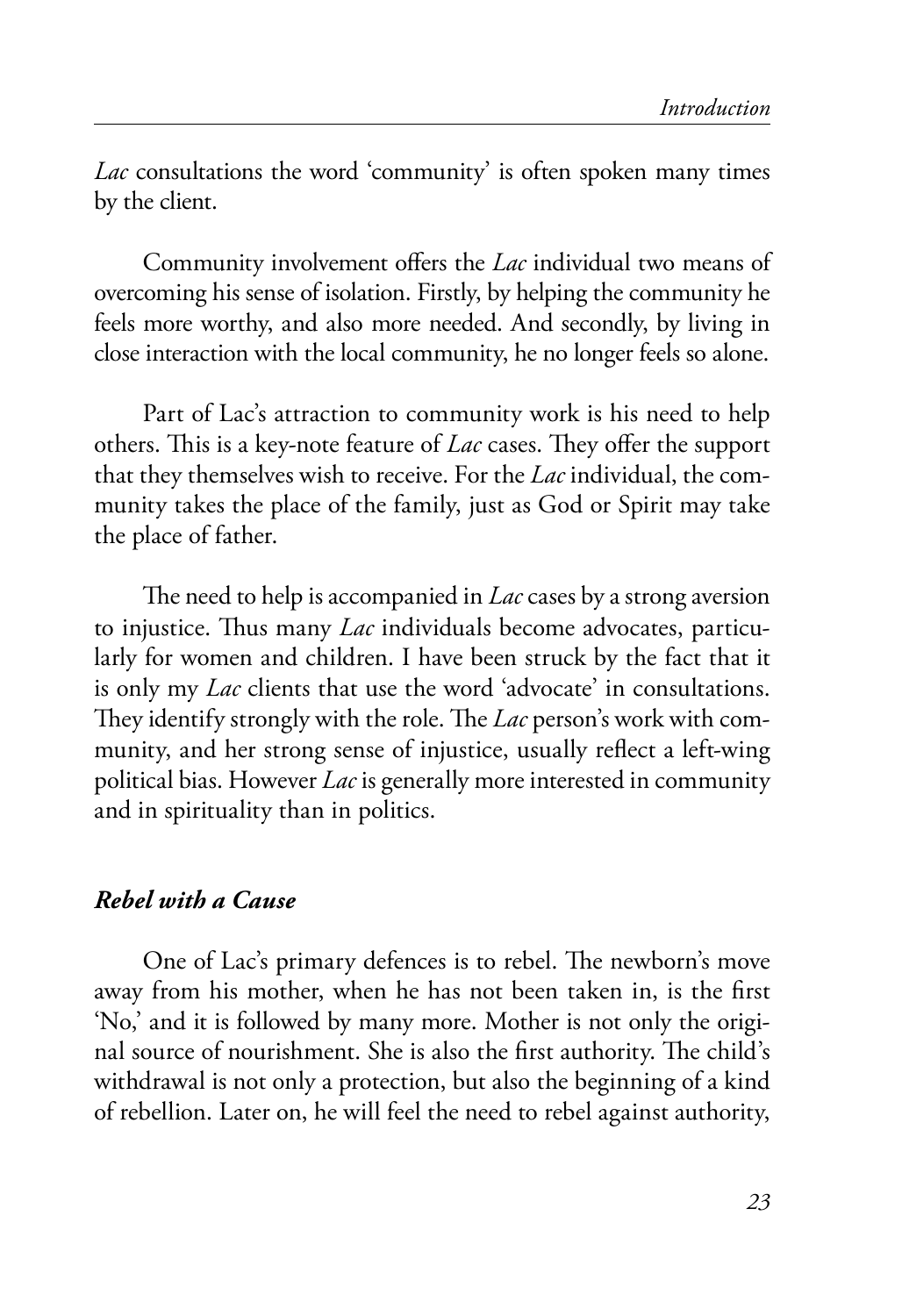*Lac* consultations the word 'community' is often spoken many times by the client.

Community involvement offers the *Lac* individual two means of overcoming his sense of isolation. Firstly, by helping the community he feels more worthy, and also more needed. And secondly, by living in close interaction with the local community, he no longer feels so alone.

Part of Lac's attraction to community work is his need to help others. This is a key-note feature of *Lac* cases. They offer the support that they themselves wish to receive. For the *Lac* individual, the community takes the place of the family, just as God or Spirit may take the place of father.

The need to help is accompanied in *Lac* cases by a strong aversion to injustice. Thus many *Lac* individuals become advocates, particularly for women and children. I have been struck by the fact that it is only my *Lac* clients that use the word 'advocate' in consultations. They identify strongly with the role. The *Lac* person's work with community, and her strong sense of injustice, usually reflect a left-wing political bias. However *Lac* is generally more interested in community and in spirituality than in politics.

### ***Rebel with a Cause***

One of Lac's primary defences is to rebel. The newborn's move away from his mother, when he has not been taken in, is the first 'No,' and it is followed by many more. Mother is not only the original source of nourishment. She is also the first authority. The child's withdrawal is not only a protection, but also the beginning of a kind of rebellion. Later on, he will feel the need to rebel against authority,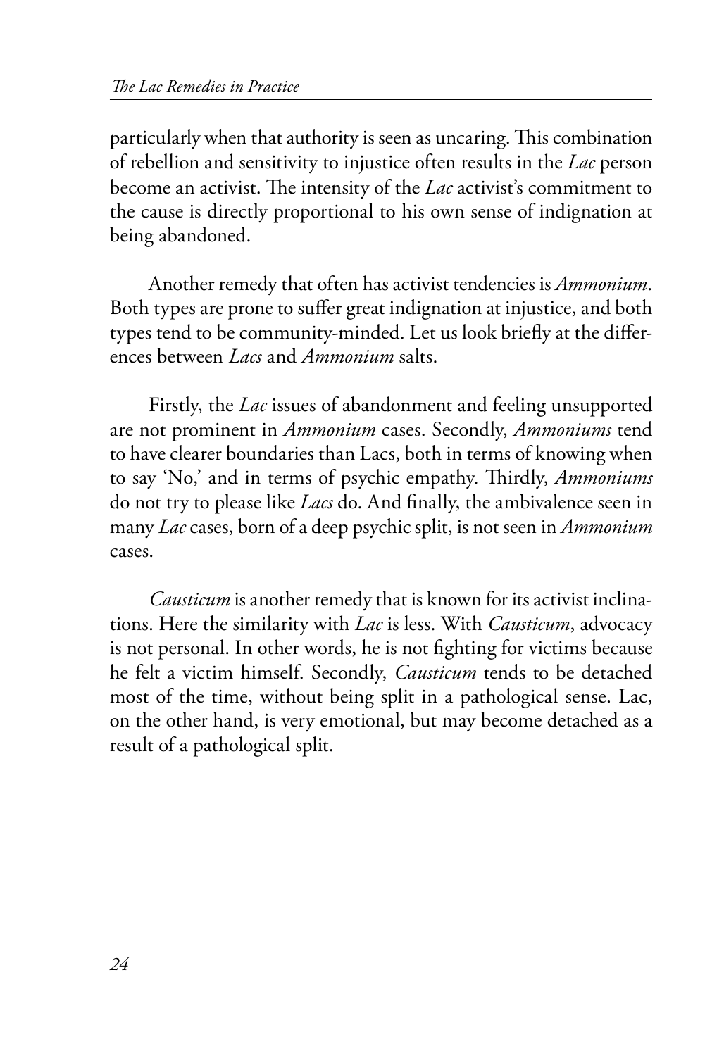particularly when that authority is seen as uncaring. This combination of rebellion and sensitivity to injustice often results in the *Lac* person become an activist. The intensity of the *Lac* activist's commitment to the cause is directly proportional to his own sense of indignation at being abandoned.

Another remedy that often has activist tendencies is *Ammonium*. Both types are prone to suffer great indignation at injustice, and both types tend to be community-minded. Let us look briefly at the differences between *Lacs* and *Ammonium* salts.

Firstly, the *Lac* issues of abandonment and feeling unsupported are not prominent in *Ammonium* cases. Secondly, *Ammoniums* tend to have clearer boundaries than Lacs, both in terms of knowing when to say 'No,' and in terms of psychic empathy. Thirdly, *Ammoniums* do not try to please like *Lacs* do. And finally, the ambivalence seen in many *Lac* cases, born of a deep psychic split, is not seen in *Ammonium* cases.

*Causticum* is another remedy that is known for its activist inclinations. Here the similarity with *Lac* is less. With *Causticum*, advocacy is not personal. In other words, he is not fighting for victims because he felt a victim himself. Secondly, *Causticum* tends to be detached most of the time, without being split in a pathological sense. Lac, on the other hand, is very emotional, but may become detached as a result of a pathological split.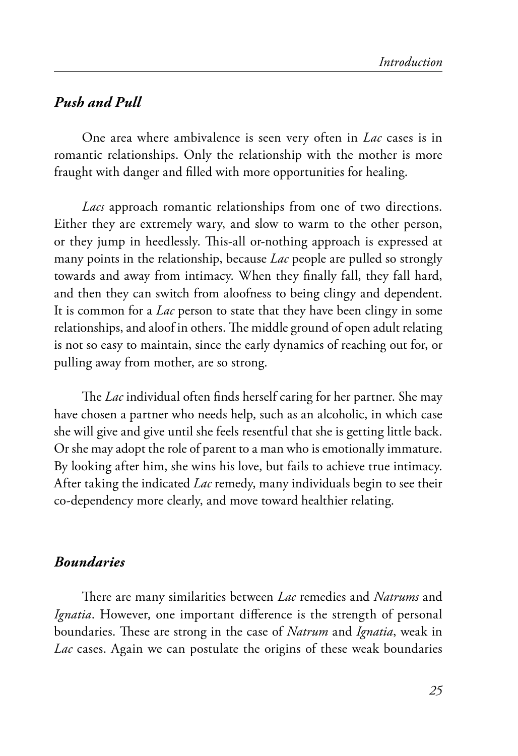## *Push and Pull*

One area where ambivalence is seen very often in *Lac* cases is in romantic relationships. Only the relationship with the mother is more fraught with danger and filled with more opportunities for healing.

*Lacs* approach romantic relationships from one of two directions. Either they are extremely wary, and slow to warm to the other person, or they jump in heedlessly. This-all or-nothing approach is expressed at many points in the relationship, because *Lac* people are pulled so strongly towards and away from intimacy. When they finally fall, they fall hard, and then they can switch from aloofness to being clingy and dependent. It is common for a *Lac* person to state that they have been clingy in some relationships, and aloof in others. The middle ground of open adult relating is not so easy to maintain, since the early dynamics of reaching out for, or pulling away from mother, are so strong.

The *Lac* individual often finds herself caring for her partner. She may have chosen a partner who needs help, such as an alcoholic, in which case she will give and give until she feels resentful that she is getting little back. Or she may adopt the role of parent to a man who is emotionally immature. By looking after him, she wins his love, but fails to achieve true intimacy. After taking the indicated *Lac* remedy, many individuals begin to see their co-dependency more clearly, and move toward healthier relating.

## *Boundaries*

There are many similarities between *Lac* remedies and *Natrums* and *Ignatia*. However, one important difference is the strength of personal boundaries. These are strong in the case of *Natrum* and *Ignatia*, weak in *Lac* cases. Again we can postulate the origins of these weak boundaries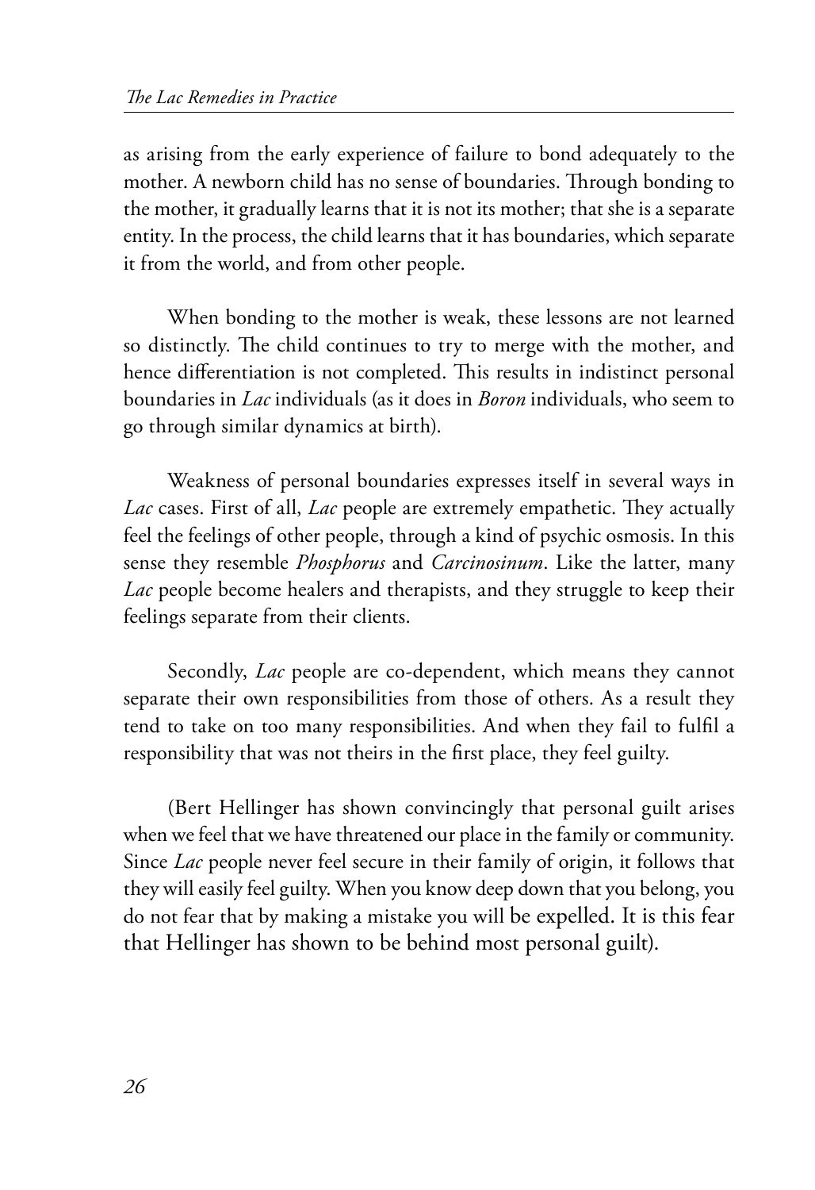as arising from the early experience of failure to bond adequately to the mother. A newborn child has no sense of boundaries. Through bonding to the mother, it gradually learns that it is not its mother; that she is a separate entity. In the process, the child learns that it has boundaries, which separate it from the world, and from other people.

When bonding to the mother is weak, these lessons are not learned so distinctly. The child continues to try to merge with the mother, and hence differentiation is not completed. This results in indistinct personal boundaries in *Lac* individuals (as it does in *Boron* individuals, who seem to go through similar dynamics at birth).

Weakness of personal boundaries expresses itself in several ways in *Lac* cases. First of all, *Lac* people are extremely empathetic. They actually feel the feelings of other people, through a kind of psychic osmosis. In this sense they resemble *Phosphorus* and *Carcinosinum*. Like the latter, many *Lac* people become healers and therapists, and they struggle to keep their feelings separate from their clients.

Secondly, *Lac* people are co-dependent, which means they cannot separate their own responsibilities from those of others. As a result they tend to take on too many responsibilities. And when they fail to fulfil a responsibility that was not theirs in the first place, they feel guilty.

(Bert Hellinger has shown convincingly that personal guilt arises when we feel that we have threatened our place in the family or community. Since *Lac* people never feel secure in their family of origin, it follows that they will easily feel guilty. When you know deep down that you belong, you do not fear that by making a mistake you will be expelled. It is this fear that Hellinger has shown to be behind most personal guilt).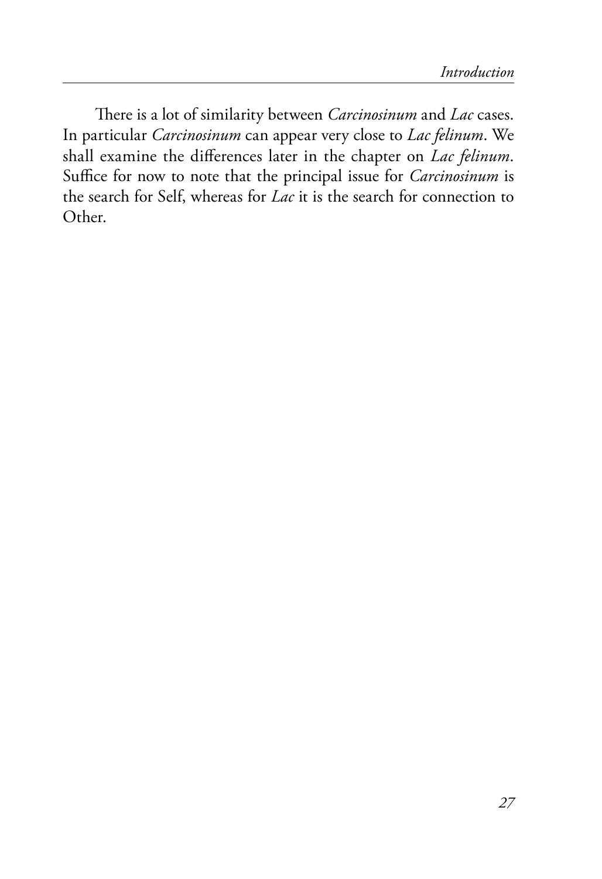There is a lot of similarity between *Carcinosinum* and *Lac* cases. In particular *Carcinosinum* can appear very close to *Lac felinum*. We shall examine the differences later in the chapter on *Lac felinum*. Suffice for now to note that the principal issue for *Carcinosinum* is the search for Self, whereas for *Lac* it is the search for connection to Other.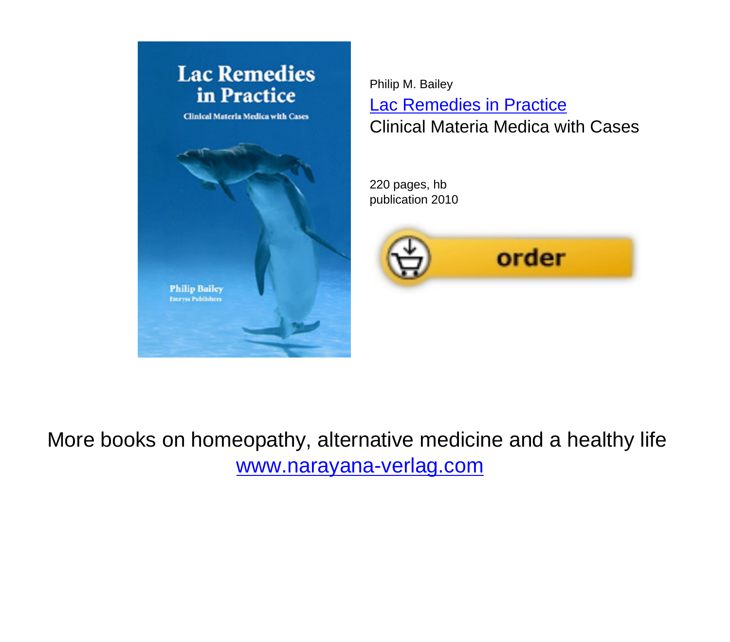Philip M. Bailey
[Lac Remedies in Practice](#)
Clinical Materia Medica with Cases

220 pages, hb
publication 2010

order

More books on homeopathy, alternative medicine and a healthy life
www.narayana-verlag.com